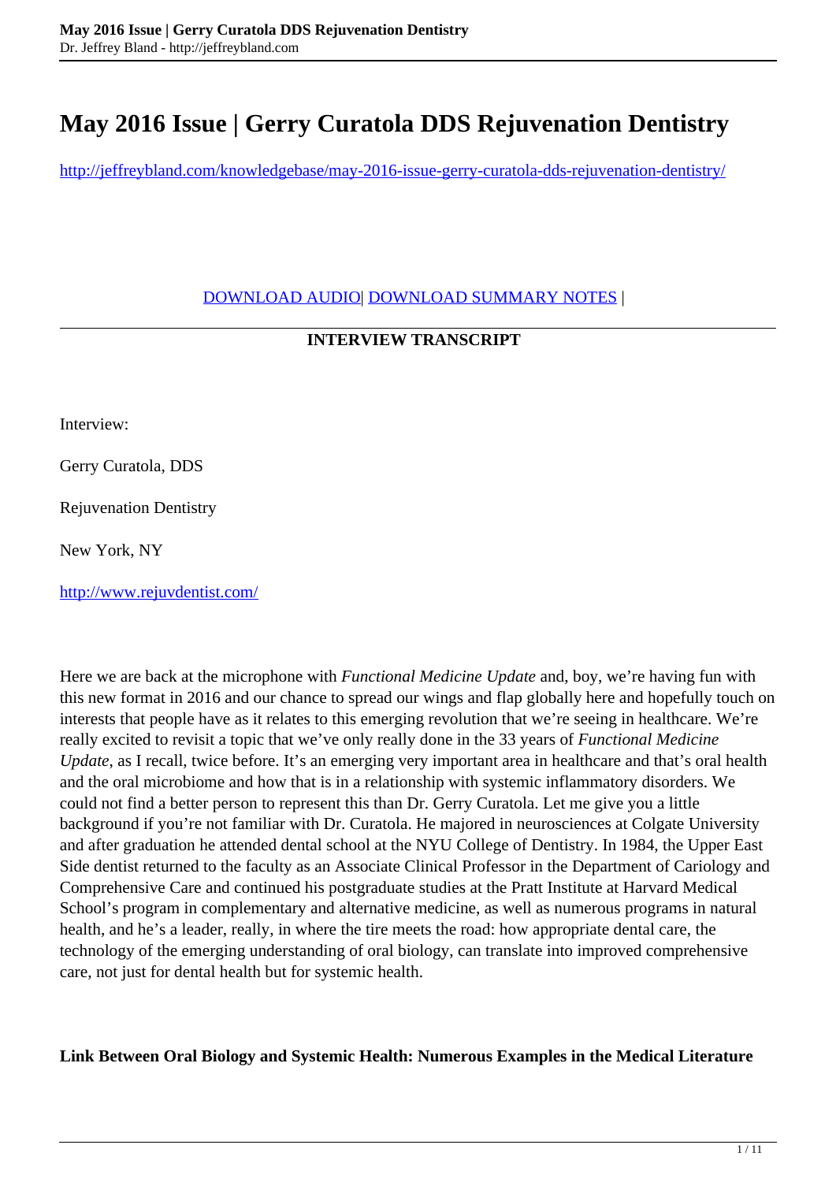# May 2016 Issue | Gerry Curatola DDS Rejuvenation Dentistry

http://jeffreybland.com/knowledgebase/may-2016-issue-gerry-curatola-dds-rejuvenation-dentistry/

DOWNLOAD AUDIO| DOWNLOAD SUMMARY NOTES |

---

**INTERVIEW TRANSCRIPT**

Interview:

Gerry Curatola, DDS

Rejuvenation Dentistry

New York, NY

http://www.rejuvdentist.com/

Here we are back at the microphone with *Functional Medicine Update* and, boy, we're having fun with this new format in 2016 and our chance to spread our wings and flap globally here and hopefully touch on interests that people have as it relates to this emerging revolution that we're seeing in healthcare. We're really excited to revisit a topic that we've only really done in the 33 years of *Functional Medicine Update*, as I recall, twice before. It's an emerging very important area in healthcare and that's oral health and the oral microbiome and how that is in a relationship with systemic inflammatory disorders. We could not find a better person to represent this than Dr. Gerry Curatola. Let me give you a little background if you're not familiar with Dr. Curatola. He majored in neurosciences at Colgate University and after graduation he attended dental school at the NYU College of Dentistry. In 1984, the Upper East Side dentist returned to the faculty as an Associate Clinical Professor in the Department of Cariology and Comprehensive Care and continued his postgraduate studies at the Pratt Institute at Harvard Medical School's program in complementary and alternative medicine, as well as numerous programs in natural health, and he's a leader, really, in where the tire meets the road: how appropriate dental care, the technology of the emerging understanding of oral biology, can translate into improved comprehensive care, not just for dental health but for systemic health.

**Link Between Oral Biology and Systemic Health: Numerous Examples in the Medical Literature**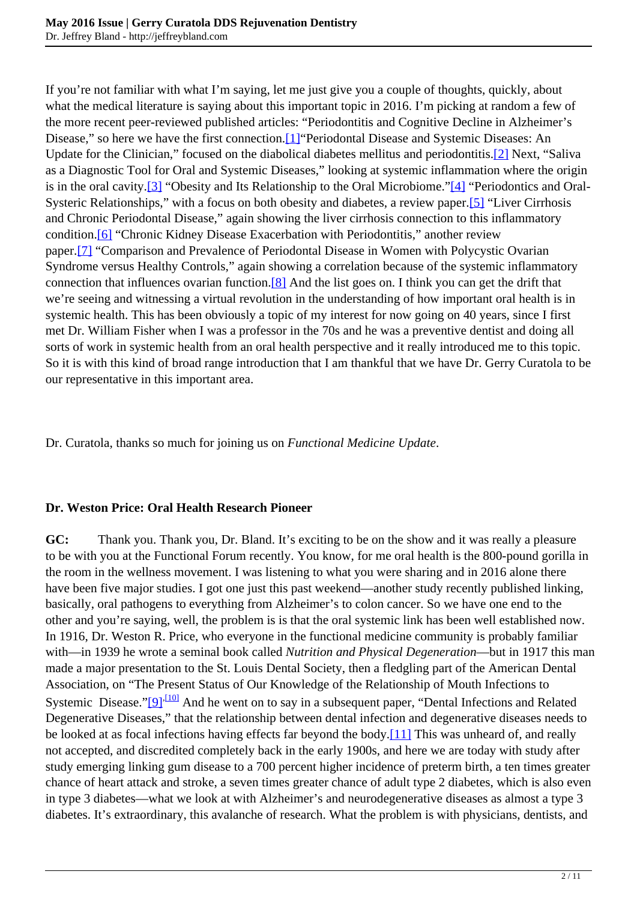If you're not familiar with what I'm saying, let me just give you a couple of thoughts, quickly, about what the medical literature is saying about this important topic in 2016. I'm picking at random a few of the more recent peer-reviewed published articles: "Periodontitis and Cognitive Decline in Alzheimer's Disease," so here we have the first connection.[1]"Periodontal Disease and Systemic Diseases: An Update for the Clinician," focused on the diabolical diabetes mellitus and periodontitis.[2] Next, "Saliva as a Diagnostic Tool for Oral and Systemic Diseases," looking at systemic inflammation where the origin is in the oral cavity.[3] "Obesity and Its Relationship to the Oral Microbiome."[4] "Periodontics and Oral-Systeric Relationships," with a focus on both obesity and diabetes, a review paper.[5] "Liver Cirrhosis and Chronic Periodontal Disease," again showing the liver cirrhosis connection to this inflammatory condition.[6] "Chronic Kidney Disease Exacerbation with Periodontitis," another review paper.[7] "Comparison and Prevalence of Periodontal Disease in Women with Polycystic Ovarian Syndrome versus Healthy Controls," again showing a correlation because of the systemic inflammatory connection that influences ovarian function.[8] And the list goes on. I think you can get the drift that we're seeing and witnessing a virtual revolution in the understanding of how important oral health is in systemic health. This has been obviously a topic of my interest for now going on 40 years, since I first met Dr. William Fisher when I was a professor in the 70s and he was a preventive dentist and doing all sorts of work in systemic health from an oral health perspective and it really introduced me to this topic. So it is with this kind of broad range introduction that I am thankful that we have Dr. Gerry Curatola to be our representative in this important area.

Dr. Curatola, thanks so much for joining us on *Functional Medicine Update*.

## Dr. Weston Price: Oral Health Research Pioneer

**GC:** Thank you. Thank you, Dr. Bland. It's exciting to be on the show and it was really a pleasure to be with you at the Functional Forum recently. You know, for me oral health is the 800-pound gorilla in the room in the wellness movement. I was listening to what you were sharing and in 2016 alone there have been five major studies. I got one just this past weekend—another study recently published linking, basically, oral pathogens to everything from Alzheimer's to colon cancer. So we have one end to the other and you're saying, well, the problem is is that the oral systemic link has been well established now. In 1916, Dr. Weston R. Price, who everyone in the functional medicine community is probably familiar with—in 1939 he wrote a seminal book called *Nutrition and Physical Degeneration*—but in 1917 this man made a major presentation to the St. Louis Dental Society, then a fledgling part of the American Dental Association, on "The Present Status of Our Knowledge of the Relationship of Mouth Infections to Systemic Disease."[9][10] And he went on to say in a subsequent paper, "Dental Infections and Related Degenerative Diseases," that the relationship between dental infection and degenerative diseases needs to be looked at as focal infections having effects far beyond the body.[11] This was unheard of, and really not accepted, and discredited completely back in the early 1900s, and here we are today with study after study emerging linking gum disease to a 700 percent higher incidence of preterm birth, a ten times greater chance of heart attack and stroke, a seven times greater chance of adult type 2 diabetes, which is also even in type 3 diabetes—what we look at with Alzheimer's and neurodegenerative diseases as almost a type 3 diabetes. It's extraordinary, this avalanche of research. What the problem is with physicians, dentists, and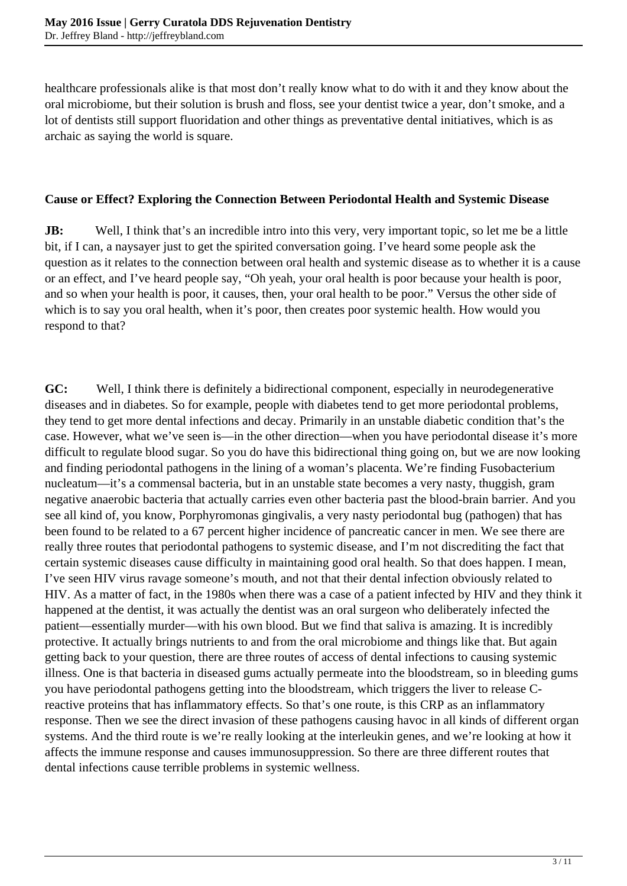healthcare professionals alike is that most don't really know what to do with it and they know about the oral microbiome, but their solution is brush and floss, see your dentist twice a year, don't smoke, and a lot of dentists still support fluoridation and other things as preventative dental initiatives, which is as archaic as saying the world is square.

## Cause or Effect? Exploring the Connection Between Periodontal Health and Systemic Disease

**JB:** Well, I think that's an incredible intro into this very, very important topic, so let me be a little bit, if I can, a naysayer just to get the spirited conversation going. I've heard some people ask the question as it relates to the connection between oral health and systemic disease as to whether it is a cause or an effect, and I've heard people say, "Oh yeah, your oral health is poor because your health is poor, and so when your health is poor, it causes, then, your oral health to be poor." Versus the other side of which is to say you oral health, when it's poor, then creates poor systemic health. How would you respond to that?

**GC:** Well, I think there is definitely a bidirectional component, especially in neurodegenerative diseases and in diabetes. So for example, people with diabetes tend to get more periodontal problems, they tend to get more dental infections and decay. Primarily in an unstable diabetic condition that's the case. However, what we've seen is—in the other direction—when you have periodontal disease it's more difficult to regulate blood sugar. So you do have this bidirectional thing going on, but we are now looking and finding periodontal pathogens in the lining of a woman's placenta. We're finding Fusobacterium nucleatum—it's a commensal bacteria, but in an unstable state becomes a very nasty, thuggish, gram negative anaerobic bacteria that actually carries even other bacteria past the blood-brain barrier. And you see all kind of, you know, Porphyromonas gingivalis, a very nasty periodontal bug (pathogen) that has been found to be related to a 67 percent higher incidence of pancreatic cancer in men. We see there are really three routes that periodontal pathogens to systemic disease, and I'm not discrediting the fact that certain systemic diseases cause difficulty in maintaining good oral health. So that does happen. I mean, I've seen HIV virus ravage someone's mouth, and not that their dental infection obviously related to HIV. As a matter of fact, in the 1980s when there was a case of a patient infected by HIV and they think it happened at the dentist, it was actually the dentist was an oral surgeon who deliberately infected the patient—essentially murder—with his own blood. But we find that saliva is amazing. It is incredibly protective. It actually brings nutrients to and from the oral microbiome and things like that. But again getting back to your question, there are three routes of access of dental infections to causing systemic illness. One is that bacteria in diseased gums actually permeate into the bloodstream, so in bleeding gums you have periodontal pathogens getting into the bloodstream, which triggers the liver to release C-reactive proteins that has inflammatory effects. So that's one route, is this CRP as an inflammatory response. Then we see the direct invasion of these pathogens causing havoc in all kinds of different organ systems. And the third route is we're really looking at the interleukin genes, and we're looking at how it affects the immune response and causes immunosuppression. So there are three different routes that dental infections cause terrible problems in systemic wellness.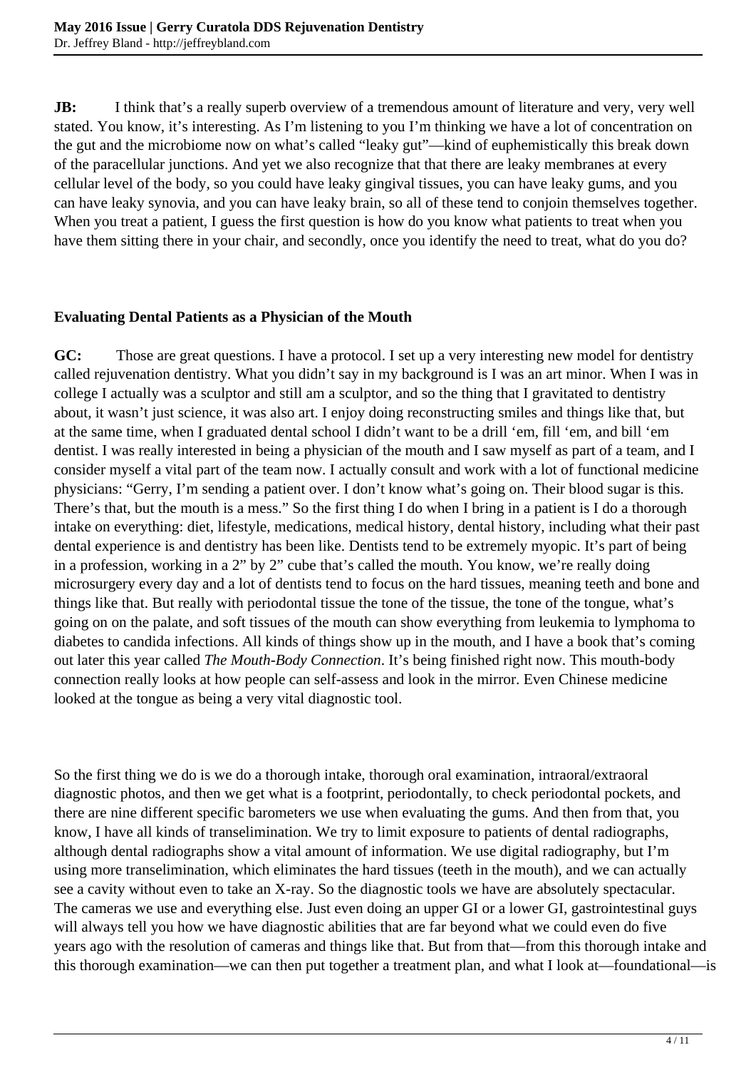**JB:** I think that's a really superb overview of a tremendous amount of literature and very, very well stated. You know, it's interesting. As I'm listening to you I'm thinking we have a lot of concentration on the gut and the microbiome now on what's called "leaky gut"—kind of euphemistically this break down of the paracellular junctions. And yet we also recognize that that there are leaky membranes at every cellular level of the body, so you could have leaky gingival tissues, you can have leaky gums, and you can have leaky synovia, and you can have leaky brain, so all of these tend to conjoin themselves together. When you treat a patient, I guess the first question is how do you know what patients to treat when you have them sitting there in your chair, and secondly, once you identify the need to treat, what do you do?

### Evaluating Dental Patients as a Physician of the Mouth

**GC:** Those are great questions. I have a protocol. I set up a very interesting new model for dentistry called rejuvenation dentistry. What you didn't say in my background is I was an art minor. When I was in college I actually was a sculptor and still am a sculptor, and so the thing that I gravitated to dentistry about, it wasn't just science, it was also art. I enjoy doing reconstructing smiles and things like that, but at the same time, when I graduated dental school I didn't want to be a drill 'em, fill 'em, and bill 'em dentist. I was really interested in being a physician of the mouth and I saw myself as part of a team, and I consider myself a vital part of the team now. I actually consult and work with a lot of functional medicine physicians: "Gerry, I'm sending a patient over. I don't know what's going on. Their blood sugar is this. There's that, but the mouth is a mess." So the first thing I do when I bring in a patient is I do a thorough intake on everything: diet, lifestyle, medications, medical history, dental history, including what their past dental experience is and dentistry has been like. Dentists tend to be extremely myopic. It's part of being in a profession, working in a 2" by 2" cube that's called the mouth. You know, we're really doing microsurgery every day and a lot of dentists tend to focus on the hard tissues, meaning teeth and bone and things like that. But really with periodontal tissue the tone of the tissue, the tone of the tongue, what's going on on the palate, and soft tissues of the mouth can show everything from leukemia to lymphoma to diabetes to candida infections. All kinds of things show up in the mouth, and I have a book that's coming out later this year called *The Mouth-Body Connection*. It's being finished right now. This mouth-body connection really looks at how people can self-assess and look in the mirror. Even Chinese medicine looked at the tongue as being a very vital diagnostic tool.

So the first thing we do is we do a thorough intake, thorough oral examination, intraoral/extraoral diagnostic photos, and then we get what is a footprint, periodontally, to check periodontal pockets, and there are nine different specific barometers we use when evaluating the gums. And then from that, you know, I have all kinds of transelimination. We try to limit exposure to patients of dental radiographs, although dental radiographs show a vital amount of information. We use digital radiography, but I'm using more transelimination, which eliminates the hard tissues (teeth in the mouth), and we can actually see a cavity without even to take an X-ray. So the diagnostic tools we have are absolutely spectacular. The cameras we use and everything else. Just even doing an upper GI or a lower GI, gastrointestinal guys will always tell you how we have diagnostic abilities that are far beyond what we could even do five years ago with the resolution of cameras and things like that. But from that—from this thorough intake and this thorough examination—we can then put together a treatment plan, and what I look at—foundational—is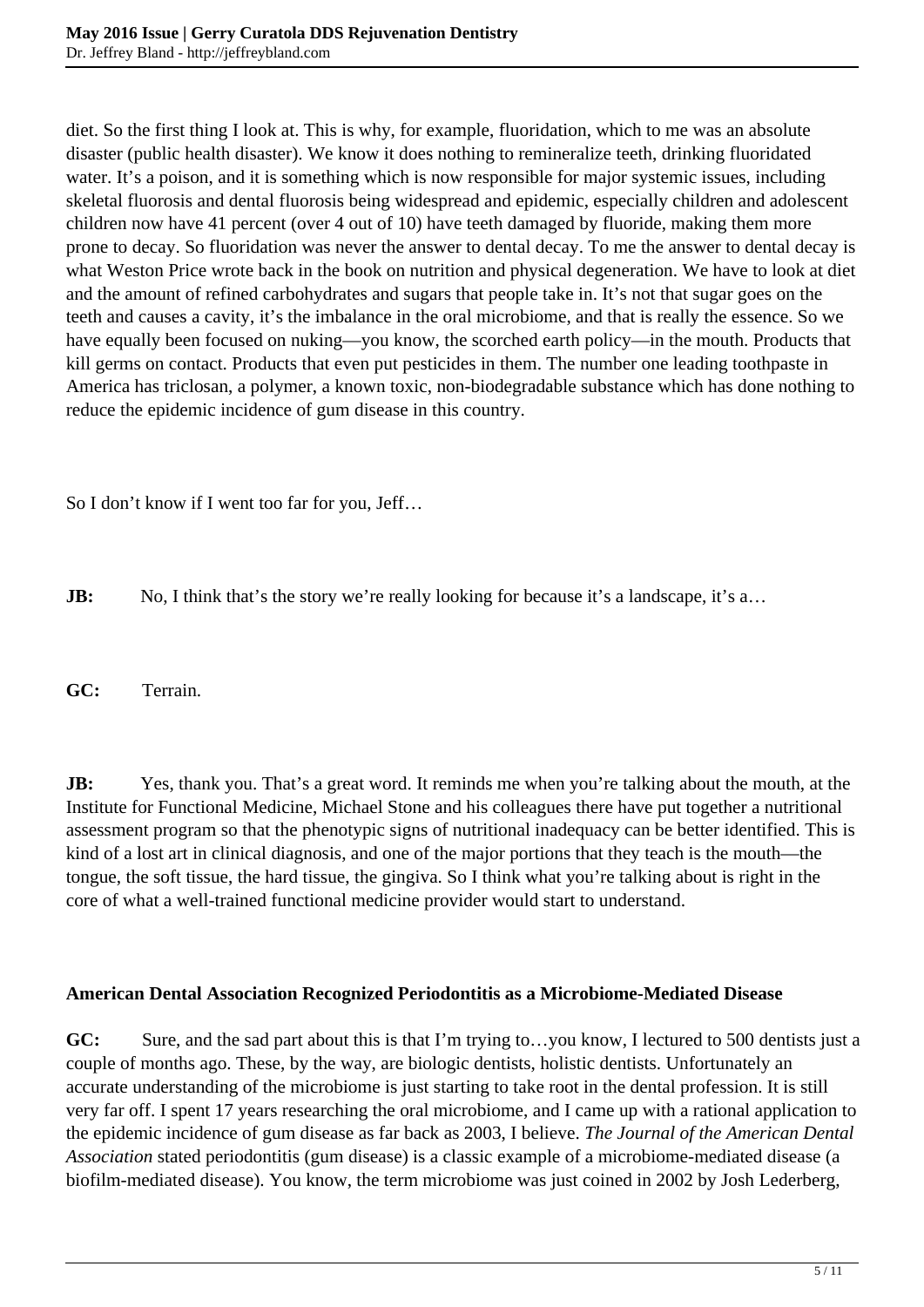diet. So the first thing I look at. This is why, for example, fluoridation, which to me was an absolute disaster (public health disaster). We know it does nothing to remineralize teeth, drinking fluoridated water. It's a poison, and it is something which is now responsible for major systemic issues, including skeletal fluorosis and dental fluorosis being widespread and epidemic, especially children and adolescent children now have 41 percent (over 4 out of 10) have teeth damaged by fluoride, making them more prone to decay. So fluoridation was never the answer to dental decay. To me the answer to dental decay is what Weston Price wrote back in the book on nutrition and physical degeneration. We have to look at diet and the amount of refined carbohydrates and sugars that people take in. It's not that sugar goes on the teeth and causes a cavity, it's the imbalance in the oral microbiome, and that is really the essence. So we have equally been focused on nuking—you know, the scorched earth policy—in the mouth. Products that kill germs on contact. Products that even put pesticides in them. The number one leading toothpaste in America has triclosan, a polymer, a known toxic, non-biodegradable substance which has done nothing to reduce the epidemic incidence of gum disease in this country.

So I don't know if I went too far for you, Jeff…

**JB:** No, I think that's the story we're really looking for because it's a landscape, it's a…

**GC:** Terrain.

**JB:** Yes, thank you. That's a great word. It reminds me when you're talking about the mouth, at the Institute for Functional Medicine, Michael Stone and his colleagues there have put together a nutritional assessment program so that the phenotypic signs of nutritional inadequacy can be better identified. This is kind of a lost art in clinical diagnosis, and one of the major portions that they teach is the mouth—the tongue, the soft tissue, the hard tissue, the gingiva. So I think what you're talking about is right in the core of what a well-trained functional medicine provider would start to understand.

**American Dental Association Recognized Periodontitis as a Microbiome-Mediated Disease**

**GC:** Sure, and the sad part about this is that I'm trying to…you know, I lectured to 500 dentists just a couple of months ago. These, by the way, are biologic dentists, holistic dentists. Unfortunately an accurate understanding of the microbiome is just starting to take root in the dental profession. It is still very far off. I spent 17 years researching the oral microbiome, and I came up with a rational application to the epidemic incidence of gum disease as far back as 2003, I believe. *The Journal of the American Dental Association* stated periodontitis (gum disease) is a classic example of a microbiome-mediated disease (a biofilm-mediated disease). You know, the term microbiome was just coined in 2002 by Josh Lederberg,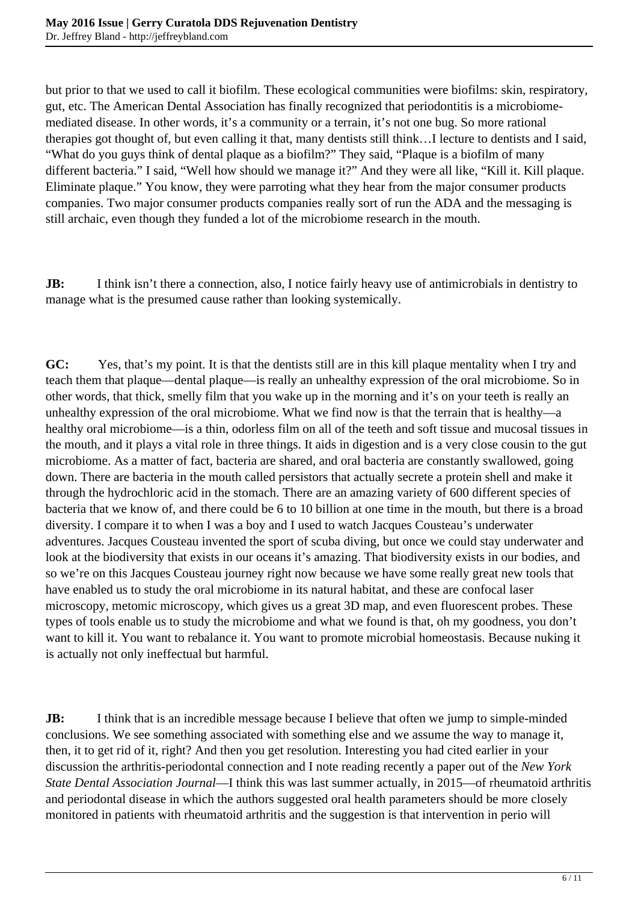but prior to that we used to call it biofilm. These ecological communities were biofilms: skin, respiratory, gut, etc. The American Dental Association has finally recognized that periodontitis is a microbiome-mediated disease. In other words, it's a community or a terrain, it's not one bug. So more rational therapies got thought of, but even calling it that, many dentists still think…I lecture to dentists and I said, "What do you guys think of dental plaque as a biofilm?" They said, "Plaque is a biofilm of many different bacteria." I said, "Well how should we manage it?" And they were all like, "Kill it. Kill plaque. Eliminate plaque." You know, they were parroting what they hear from the major consumer products companies. Two major consumer products companies really sort of run the ADA and the messaging is still archaic, even though they funded a lot of the microbiome research in the mouth.

**JB:** I think isn't there a connection, also, I notice fairly heavy use of antimicrobials in dentistry to manage what is the presumed cause rather than looking systemically.

**GC:** Yes, that's my point. It is that the dentists still are in this kill plaque mentality when I try and teach them that plaque—dental plaque—is really an unhealthy expression of the oral microbiome. So in other words, that thick, smelly film that you wake up in the morning and it's on your teeth is really an unhealthy expression of the oral microbiome. What we find now is that the terrain that is healthy—a healthy oral microbiome—is a thin, odorless film on all of the teeth and soft tissue and mucosal tissues in the mouth, and it plays a vital role in three things. It aids in digestion and is a very close cousin to the gut microbiome. As a matter of fact, bacteria are shared, and oral bacteria are constantly swallowed, going down. There are bacteria in the mouth called persistors that actually secrete a protein shell and make it through the hydrochloric acid in the stomach. There are an amazing variety of 600 different species of bacteria that we know of, and there could be 6 to 10 billion at one time in the mouth, but there is a broad diversity. I compare it to when I was a boy and I used to watch Jacques Cousteau's underwater adventures. Jacques Cousteau invented the sport of scuba diving, but once we could stay underwater and look at the biodiversity that exists in our oceans it's amazing. That biodiversity exists in our bodies, and so we're on this Jacques Cousteau journey right now because we have some really great new tools that have enabled us to study the oral microbiome in its natural habitat, and these are confocal laser microscopy, metomic microscopy, which gives us a great 3D map, and even fluorescent probes. These types of tools enable us to study the microbiome and what we found is that, oh my goodness, you don't want to kill it. You want to rebalance it. You want to promote microbial homeostasis. Because nuking it is actually not only ineffectual but harmful.

**JB:** I think that is an incredible message because I believe that often we jump to simple-minded conclusions. We see something associated with something else and we assume the way to manage it, then, it to get rid of it, right? And then you get resolution. Interesting you had cited earlier in your discussion the arthritis-periodontal connection and I note reading recently a paper out of the *New York State Dental Association Journal*—I think this was last summer actually, in 2015—of rheumatoid arthritis and periodontal disease in which the authors suggested oral health parameters should be more closely monitored in patients with rheumatoid arthritis and the suggestion is that intervention in perio will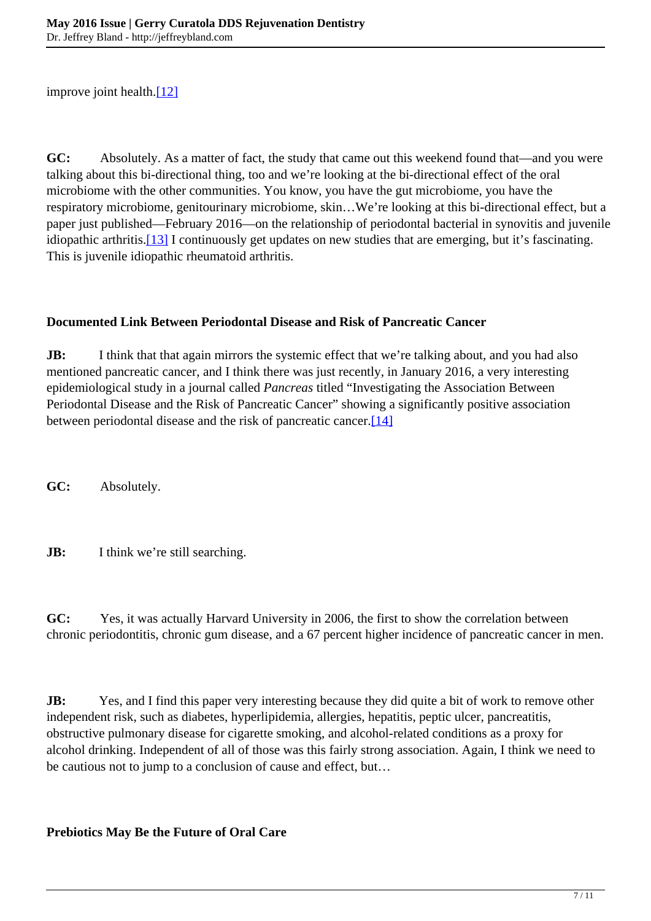improve joint health.[12]

**GC:** Absolutely. As a matter of fact, the study that came out this weekend found that—and you were talking about this bi-directional thing, too and we're looking at the bi-directional effect of the oral microbiome with the other communities. You know, you have the gut microbiome, you have the respiratory microbiome, genitourinary microbiome, skin…We're looking at this bi-directional effect, but a paper just published—February 2016—on the relationship of periodontal bacterial in synovitis and juvenile idiopathic arthritis.[13] I continuously get updates on new studies that are emerging, but it's fascinating. This is juvenile idiopathic rheumatoid arthritis.

### Documented Link Between Periodontal Disease and Risk of Pancreatic Cancer

**JB:** I think that that again mirrors the systemic effect that we're talking about, and you had also mentioned pancreatic cancer, and I think there was just recently, in January 2016, a very interesting epidemiological study in a journal called *Pancreas* titled "Investigating the Association Between Periodontal Disease and the Risk of Pancreatic Cancer" showing a significantly positive association between periodontal disease and the risk of pancreatic cancer.[14]

**GC:** Absolutely.

**JB:** I think we're still searching.

**GC:** Yes, it was actually Harvard University in 2006, the first to show the correlation between chronic periodontitis, chronic gum disease, and a 67 percent higher incidence of pancreatic cancer in men.

**JB:** Yes, and I find this paper very interesting because they did quite a bit of work to remove other independent risk, such as diabetes, hyperlipidemia, allergies, hepatitis, peptic ulcer, pancreatitis, obstructive pulmonary disease for cigarette smoking, and alcohol-related conditions as a proxy for alcohol drinking. Independent of all of those was this fairly strong association. Again, I think we need to be cautious not to jump to a conclusion of cause and effect, but…

### Prebiotics May Be the Future of Oral Care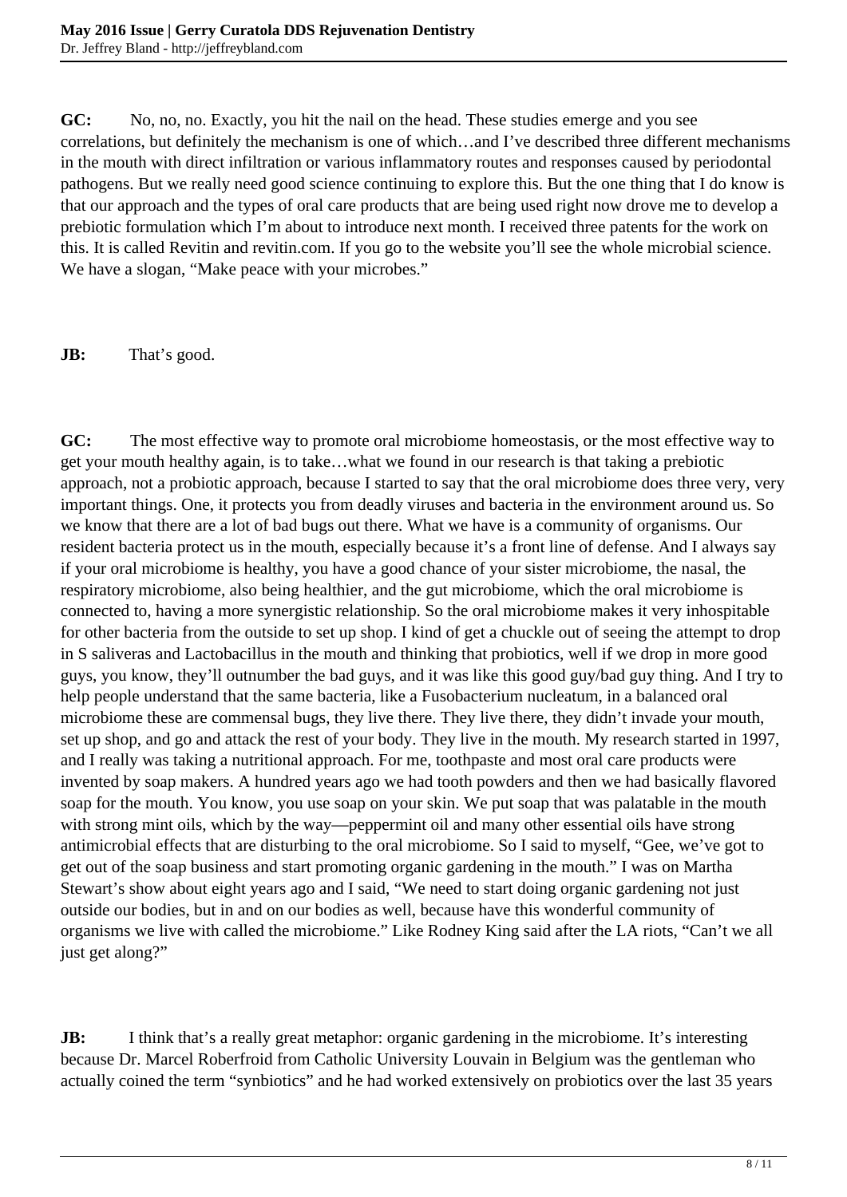**GC:** No, no, no. Exactly, you hit the nail on the head. These studies emerge and you see correlations, but definitely the mechanism is one of which…and I've described three different mechanisms in the mouth with direct infiltration or various inflammatory routes and responses caused by periodontal pathogens. But we really need good science continuing to explore this. But the one thing that I do know is that our approach and the types of oral care products that are being used right now drove me to develop a prebiotic formulation which I'm about to introduce next month. I received three patents for the work on this. It is called Revitin and revitin.com. If you go to the website you'll see the whole microbial science. We have a slogan, "Make peace with your microbes."

**JB:** That's good.

**GC:** The most effective way to promote oral microbiome homeostasis, or the most effective way to get your mouth healthy again, is to take…what we found in our research is that taking a prebiotic approach, not a probiotic approach, because I started to say that the oral microbiome does three very, very important things. One, it protects you from deadly viruses and bacteria in the environment around us. So we know that there are a lot of bad bugs out there. What we have is a community of organisms. Our resident bacteria protect us in the mouth, especially because it's a front line of defense. And I always say if your oral microbiome is healthy, you have a good chance of your sister microbiome, the nasal, the respiratory microbiome, also being healthier, and the gut microbiome, which the oral microbiome is connected to, having a more synergistic relationship. So the oral microbiome makes it very inhospitable for other bacteria from the outside to set up shop. I kind of get a chuckle out of seeing the attempt to drop in S saliveras and Lactobacillus in the mouth and thinking that probiotics, well if we drop in more good guys, you know, they'll outnumber the bad guys, and it was like this good guy/bad guy thing. And I try to help people understand that the same bacteria, like a Fusobacterium nucleatum, in a balanced oral microbiome these are commensal bugs, they live there. They live there, they didn't invade your mouth, set up shop, and go and attack the rest of your body. They live in the mouth. My research started in 1997, and I really was taking a nutritional approach. For me, toothpaste and most oral care products were invented by soap makers. A hundred years ago we had tooth powders and then we had basically flavored soap for the mouth. You know, you use soap on your skin. We put soap that was palatable in the mouth with strong mint oils, which by the way—peppermint oil and many other essential oils have strong antimicrobial effects that are disturbing to the oral microbiome. So I said to myself, "Gee, we've got to get out of the soap business and start promoting organic gardening in the mouth." I was on Martha Stewart's show about eight years ago and I said, "We need to start doing organic gardening not just outside our bodies, but in and on our bodies as well, because have this wonderful community of organisms we live with called the microbiome." Like Rodney King said after the LA riots, "Can't we all just get along?"

**JB:** I think that's a really great metaphor: organic gardening in the microbiome. It's interesting because Dr. Marcel Roberfroid from Catholic University Louvain in Belgium was the gentleman who actually coined the term "synbiotics" and he had worked extensively on probiotics over the last 35 years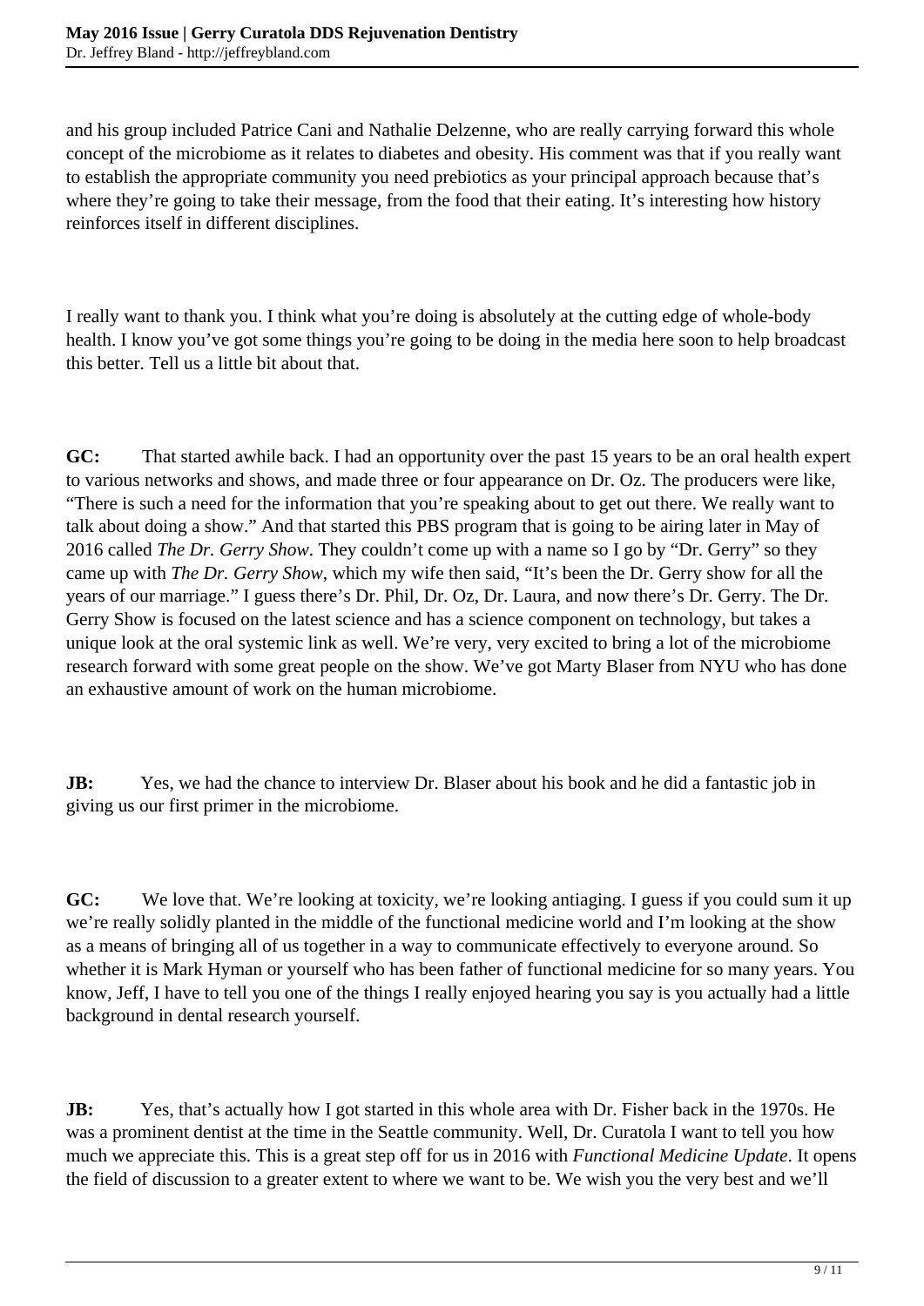and his group included Patrice Cani and Nathalie Delzenne, who are really carrying forward this whole concept of the microbiome as it relates to diabetes and obesity. His comment was that if you really want to establish the appropriate community you need prebiotics as your principal approach because that's where they're going to take their message, from the food that their eating. It's interesting how history reinforces itself in different disciplines.

I really want to thank you. I think what you're doing is absolutely at the cutting edge of whole-body health. I know you've got some things you're going to be doing in the media here soon to help broadcast this better. Tell us a little bit about that.

**GC:** That started awhile back. I had an opportunity over the past 15 years to be an oral health expert to various networks and shows, and made three or four appearance on Dr. Oz. The producers were like, "There is such a need for the information that you're speaking about to get out there. We really want to talk about doing a show." And that started this PBS program that is going to be airing later in May of 2016 called *The Dr. Gerry Show*. They couldn't come up with a name so I go by "Dr. Gerry" so they came up with *The Dr. Gerry Show*, which my wife then said, "It's been the Dr. Gerry show for all the years of our marriage." I guess there's Dr. Phil, Dr. Oz, Dr. Laura, and now there's Dr. Gerry. The Dr. Gerry Show is focused on the latest science and has a science component on technology, but takes a unique look at the oral systemic link as well. We're very, very excited to bring a lot of the microbiome research forward with some great people on the show. We've got Marty Blaser from NYU who has done an exhaustive amount of work on the human microbiome.

**JB:** Yes, we had the chance to interview Dr. Blaser about his book and he did a fantastic job in giving us our first primer in the microbiome.

**GC:** We love that. We're looking at toxicity, we're looking antiaging. I guess if you could sum it up we're really solidly planted in the middle of the functional medicine world and I'm looking at the show as a means of bringing all of us together in a way to communicate effectively to everyone around. So whether it is Mark Hyman or yourself who has been father of functional medicine for so many years. You know, Jeff, I have to tell you one of the things I really enjoyed hearing you say is you actually had a little background in dental research yourself.

**JB:** Yes, that's actually how I got started in this whole area with Dr. Fisher back in the 1970s. He was a prominent dentist at the time in the Seattle community. Well, Dr. Curatola I want to tell you how much we appreciate this. This is a great step off for us in 2016 with *Functional Medicine Update*. It opens the field of discussion to a greater extent to where we want to be. We wish you the very best and we'll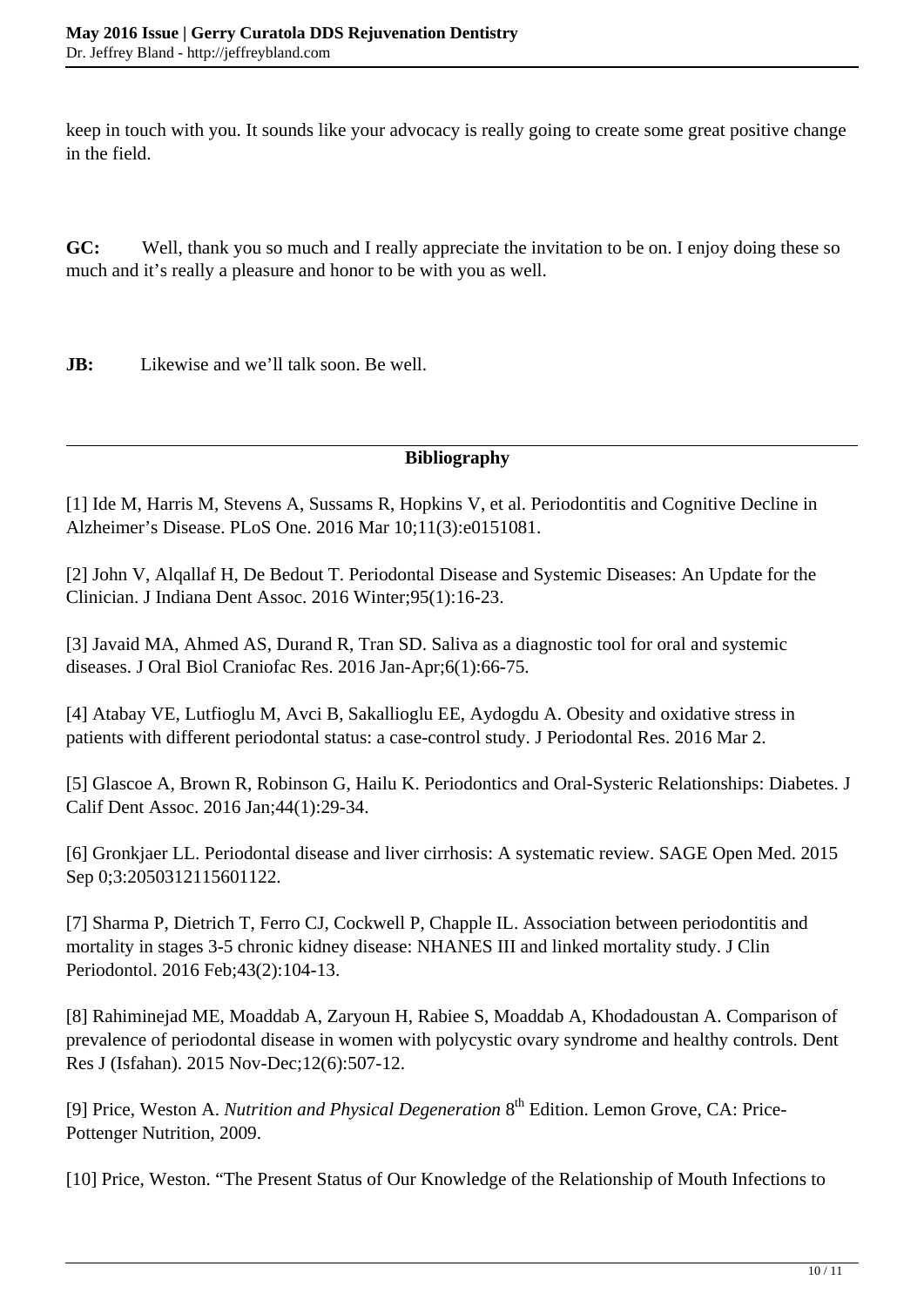keep in touch with you. It sounds like your advocacy is really going to create some great positive change in the field.

**GC:** Well, thank you so much and I really appreciate the invitation to be on. I enjoy doing these so much and it's really a pleasure and honor to be with you as well.

**JB:** Likewise and we'll talk soon. Be well.

---

## Bibliography

[1] Ide M, Harris M, Stevens A, Sussams R, Hopkins V, et al. Periodontitis and Cognitive Decline in Alzheimer's Disease. PLoS One. 2016 Mar 10;11(3):e0151081.

[2] John V, Alqallaf H, De Bedout T. Periodontal Disease and Systemic Diseases: An Update for the Clinician. J Indiana Dent Assoc. 2016 Winter;95(1):16-23.

[3] Javaid MA, Ahmed AS, Durand R, Tran SD. Saliva as a diagnostic tool for oral and systemic diseases. J Oral Biol Craniofac Res. 2016 Jan-Apr;6(1):66-75.

[4] Atabay VE, Lutfioglu M, Avci B, Sakallioglu EE, Aydogdu A. Obesity and oxidative stress in patients with different periodontal status: a case-control study. J Periodontal Res. 2016 Mar 2.

[5] Glascoe A, Brown R, Robinson G, Hailu K. Periodontics and Oral-Systeric Relationships: Diabetes. J Calif Dent Assoc. 2016 Jan;44(1):29-34.

[6] Gronkjaer LL. Periodontal disease and liver cirrhosis: A systematic review. SAGE Open Med. 2015 Sep 0;3:2050312115601122.

[7] Sharma P, Dietrich T, Ferro CJ, Cockwell P, Chapple IL. Association between periodontitis and mortality in stages 3-5 chronic kidney disease: NHANES III and linked mortality study. J Clin Periodontol. 2016 Feb;43(2):104-13.

[8] Rahiminejad ME, Moaddab A, Zaryoun H, Rabiee S, Moaddab A, Khodadoustan A. Comparison of prevalence of periodontal disease in women with polycystic ovary syndrome and healthy controls. Dent Res J (Isfahan). 2015 Nov-Dec;12(6):507-12.

[9] Price, Weston A. *Nutrition and Physical Degeneration* 8th Edition. Lemon Grove, CA: Price-Pottenger Nutrition, 2009.

[10] Price, Weston. "The Present Status of Our Knowledge of the Relationship of Mouth Infections to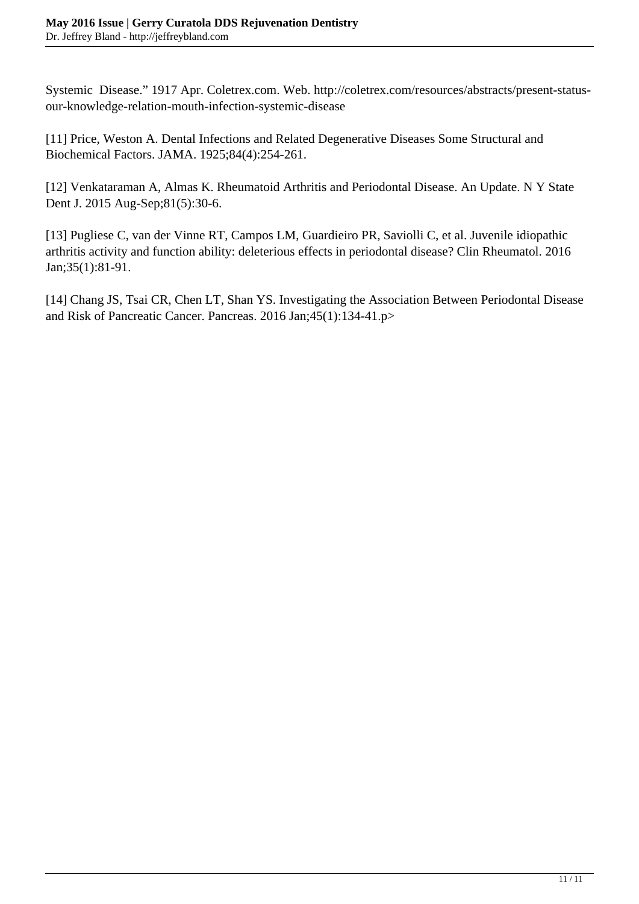Systemic Disease." 1917 Apr. Coletrex.com. Web. http://coletrex.com/resources/abstracts/present-status-our-knowledge-relation-mouth-infection-systemic-disease

[11] Price, Weston A. Dental Infections and Related Degenerative Diseases Some Structural and Biochemical Factors. JAMA. 1925;84(4):254-261.

[12] Venkataraman A, Almas K. Rheumatoid Arthritis and Periodontal Disease. An Update. N Y State Dent J. 2015 Aug-Sep;81(5):30-6.

[13] Pugliese C, van der Vinne RT, Campos LM, Guardieiro PR, Saviolli C, et al. Juvenile idiopathic arthritis activity and function ability: deleterious effects in periodontal disease? Clin Rheumatol. 2016 Jan;35(1):81-91.

[14] Chang JS, Tsai CR, Chen LT, Shan YS. Investigating the Association Between Periodontal Disease and Risk of Pancreatic Cancer. Pancreas. 2016 Jan;45(1):134-41.p>